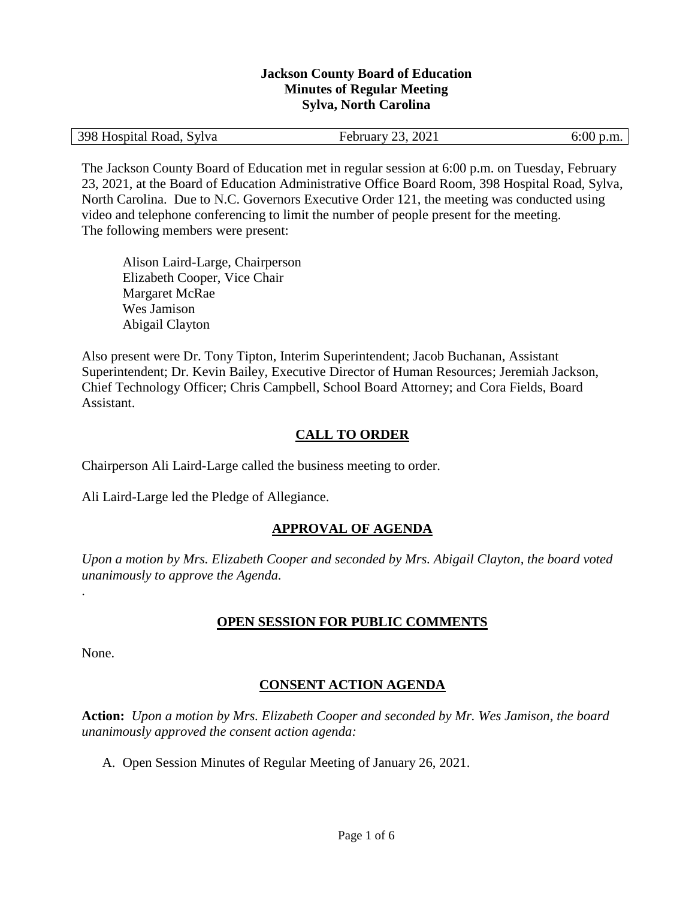**Jackson County Board of Education**
**Minutes of Regular Meeting**
**Sylva, North Carolina**

| 398 Hospital Road, Sylva | February 23, 2021 | 6:00 p.m. |
|---|---|---|

The Jackson County Board of Education met in regular session at 6:00 p.m. on Tuesday, February 23, 2021, at the Board of Education Administrative Office Board Room, 398 Hospital Road, Sylva, North Carolina. Due to N.C. Governors Executive Order 121, the meeting was conducted using video and telephone conferencing to limit the number of people present for the meeting.
The following members were present:

Alison Laird-Large, Chairperson
Elizabeth Cooper, Vice Chair
Margaret McRae
Wes Jamison
Abigail Clayton

Also present were Dr. Tony Tipton, Interim Superintendent; Jacob Buchanan, Assistant Superintendent; Dr. Kevin Bailey, Executive Director of Human Resources; Jeremiah Jackson, Chief Technology Officer; Chris Campbell, School Board Attorney; and Cora Fields, Board Assistant.

## CALL TO ORDER

Chairperson Ali Laird-Large called the business meeting to order.

Ali Laird-Large led the Pledge of Allegiance.

## APPROVAL OF AGENDA

*Upon a motion by Mrs. Elizabeth Cooper and seconded by Mrs. Abigail Clayton, the board voted unanimously to approve the Agenda.*

.

## OPEN SESSION FOR PUBLIC COMMENTS

None.

## CONSENT ACTION AGENDA

**Action:** *Upon a motion by Mrs. Elizabeth Cooper and seconded by Mr. Wes Jamison, the board unanimously approved the consent action agenda:*

A. Open Session Minutes of Regular Meeting of January 26, 2021.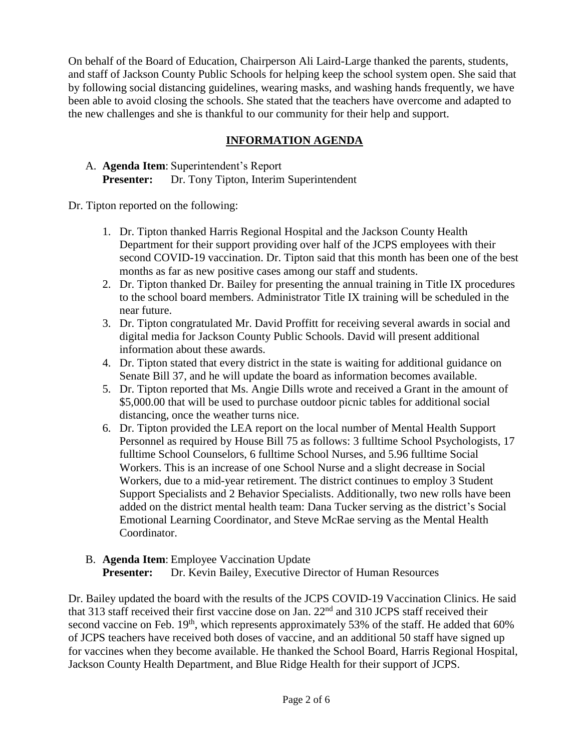On behalf of the Board of Education, Chairperson Ali Laird-Large thanked the parents, students, and staff of Jackson County Public Schools for helping keep the school system open. She said that by following social distancing guidelines, wearing masks, and washing hands frequently, we have been able to avoid closing the schools. She stated that the teachers have overcome and adapted to the new challenges and she is thankful to our community for their help and support.

## INFORMATION AGENDA

A. **Agenda Item**: Superintendent's Report
   **Presenter:** Dr. Tony Tipton, Interim Superintendent

Dr. Tipton reported on the following:

1. Dr. Tipton thanked Harris Regional Hospital and the Jackson County Health Department for their support providing over half of the JCPS employees with their second COVID-19 vaccination. Dr. Tipton said that this month has been one of the best months as far as new positive cases among our staff and students.
2. Dr. Tipton thanked Dr. Bailey for presenting the annual training in Title IX procedures to the school board members. Administrator Title IX training will be scheduled in the near future.
3. Dr. Tipton congratulated Mr. David Proffitt for receiving several awards in social and digital media for Jackson County Public Schools. David will present additional information about these awards.
4. Dr. Tipton stated that every district in the state is waiting for additional guidance on Senate Bill 37, and he will update the board as information becomes available.
5. Dr. Tipton reported that Ms. Angie Dills wrote and received a Grant in the amount of $5,000.00 that will be used to purchase outdoor picnic tables for additional social distancing, once the weather turns nice.
6. Dr. Tipton provided the LEA report on the local number of Mental Health Support Personnel as required by House Bill 75 as follows: 3 fulltime School Psychologists, 17 fulltime School Counselors, 6 fulltime School Nurses, and 5.96 fulltime Social Workers. This is an increase of one School Nurse and a slight decrease in Social Workers, due to a mid-year retirement. The district continues to employ 3 Student Support Specialists and 2 Behavior Specialists. Additionally, two new rolls have been added on the district mental health team: Dana Tucker serving as the district's Social Emotional Learning Coordinator, and Steve McRae serving as the Mental Health Coordinator.

B. **Agenda Item**: Employee Vaccination Update
   **Presenter:** Dr. Kevin Bailey, Executive Director of Human Resources

Dr. Bailey updated the board with the results of the JCPS COVID-19 Vaccination Clinics. He said that 313 staff received their first vaccine dose on Jan. 22nd and 310 JCPS staff received their second vaccine on Feb. 19th, which represents approximately 53% of the staff. He added that 60% of JCPS teachers have received both doses of vaccine, and an additional 50 staff have signed up for vaccines when they become available. He thanked the School Board, Harris Regional Hospital, Jackson County Health Department, and Blue Ridge Health for their support of JCPS.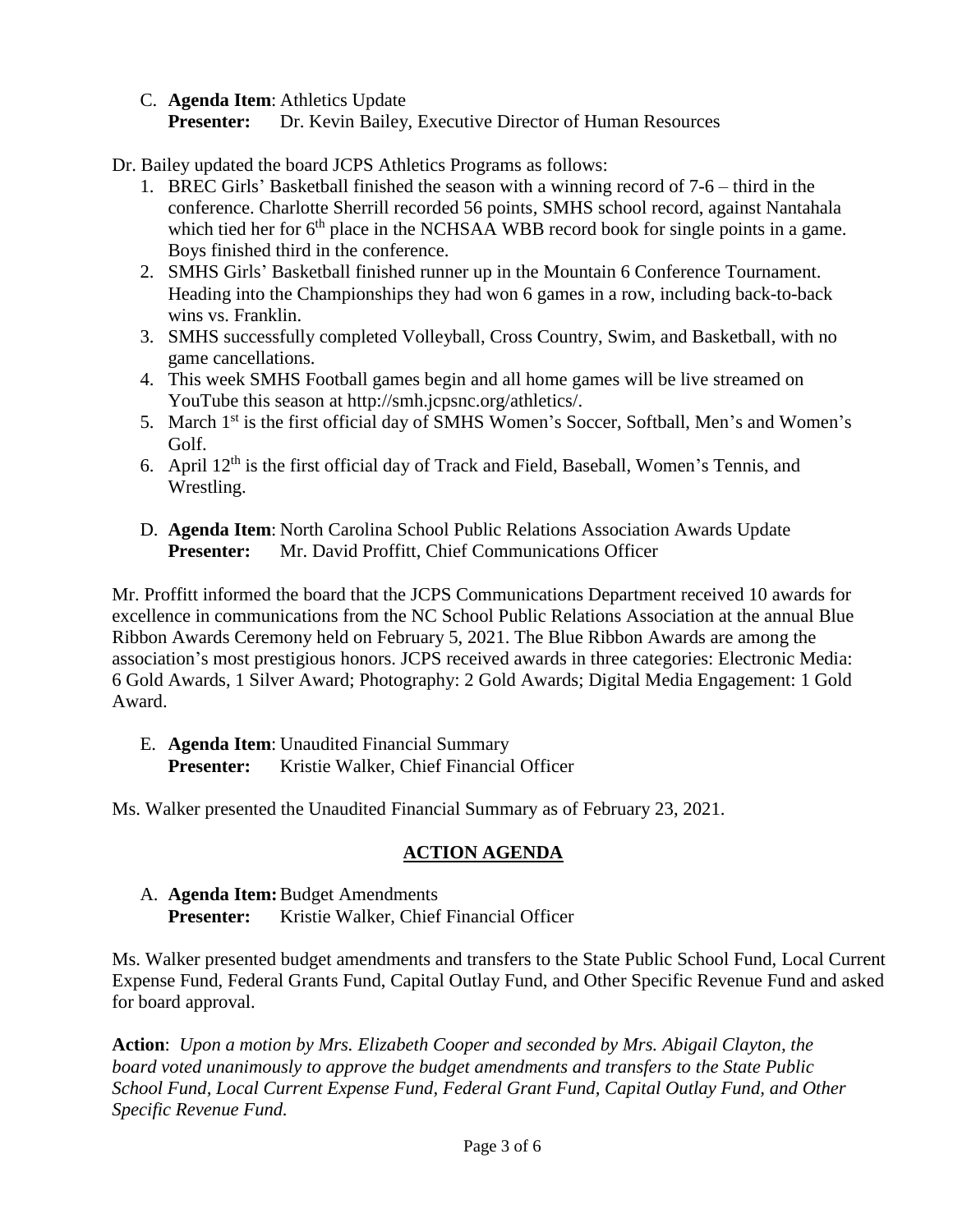C. **Agenda Item**: Athletics Update
   **Presenter:** Dr. Kevin Bailey, Executive Director of Human Resources

Dr. Bailey updated the board JCPS Athletics Programs as follows:

1. BREC Girls' Basketball finished the season with a winning record of 7-6 – third in the conference. Charlotte Sherrill recorded 56 points, SMHS school record, against Nantahala which tied her for 6th place in the NCHSAA WBB record book for single points in a game. Boys finished third in the conference.
2. SMHS Girls' Basketball finished runner up in the Mountain 6 Conference Tournament. Heading into the Championships they had won 6 games in a row, including back-to-back wins vs. Franklin.
3. SMHS successfully completed Volleyball, Cross Country, Swim, and Basketball, with no game cancellations.
4. This week SMHS Football games begin and all home games will be live streamed on YouTube this season at http://smh.jcpsnc.org/athletics/.
5. March 1st is the first official day of SMHS Women's Soccer, Softball, Men's and Women's Golf.
6. April 12th is the first official day of Track and Field, Baseball, Women's Tennis, and Wrestling.

D. **Agenda Item**: North Carolina School Public Relations Association Awards Update
   **Presenter:** Mr. David Proffitt, Chief Communications Officer

Mr. Proffitt informed the board that the JCPS Communications Department received 10 awards for excellence in communications from the NC School Public Relations Association at the annual Blue Ribbon Awards Ceremony held on February 5, 2021. The Blue Ribbon Awards are among the association's most prestigious honors. JCPS received awards in three categories: Electronic Media: 6 Gold Awards, 1 Silver Award; Photography: 2 Gold Awards; Digital Media Engagement: 1 Gold Award.

E. **Agenda Item**: Unaudited Financial Summary
   **Presenter:** Kristie Walker, Chief Financial Officer

Ms. Walker presented the Unaudited Financial Summary as of February 23, 2021.

## ACTION AGENDA

A. **Agenda Item:** Budget Amendments
   **Presenter:** Kristie Walker, Chief Financial Officer

Ms. Walker presented budget amendments and transfers to the State Public School Fund, Local Current Expense Fund, Federal Grants Fund, Capital Outlay Fund, and Other Specific Revenue Fund and asked for board approval.

**Action**: *Upon a motion by Mrs. Elizabeth Cooper and seconded by Mrs. Abigail Clayton, the board voted unanimously to approve the budget amendments and transfers to the State Public School Fund, Local Current Expense Fund, Federal Grant Fund, Capital Outlay Fund, and Other Specific Revenue Fund.*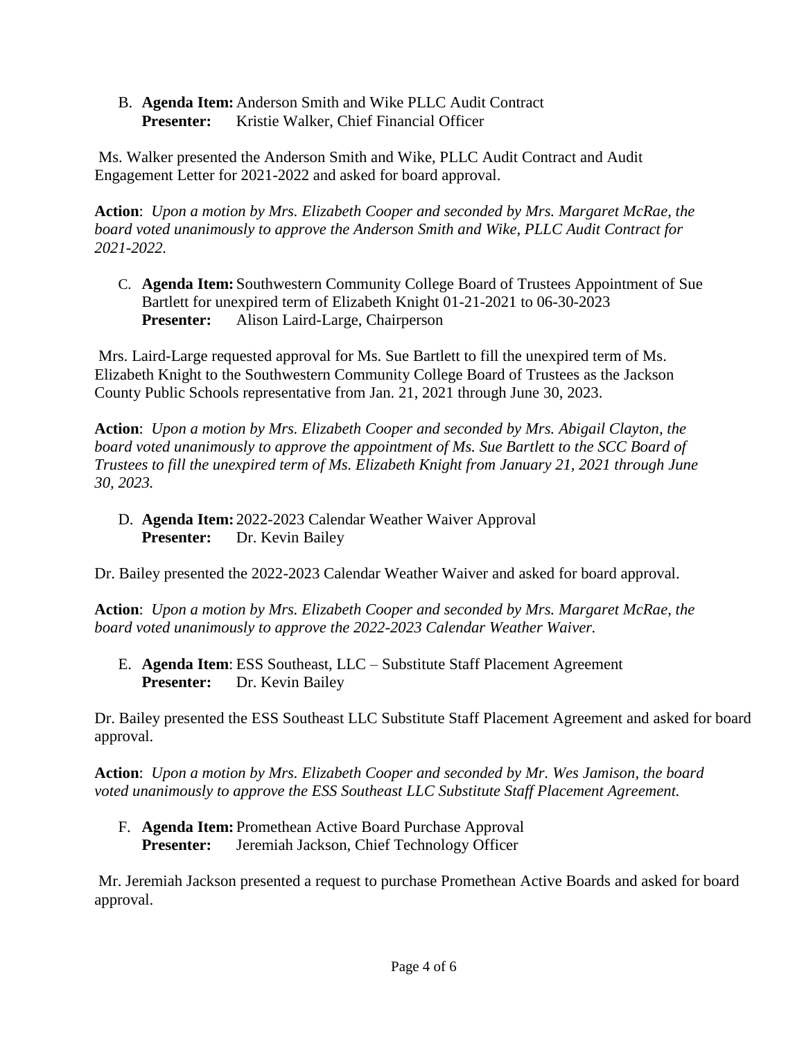B. **Agenda Item:** Anderson Smith and Wike PLLC Audit Contract
**Presenter:** Kristie Walker, Chief Financial Officer

Ms. Walker presented the Anderson Smith and Wike, PLLC Audit Contract and Audit Engagement Letter for 2021-2022 and asked for board approval.

**Action**: *Upon a motion by Mrs. Elizabeth Cooper and seconded by Mrs. Margaret McRae, the board voted unanimously to approve the Anderson Smith and Wike, PLLC Audit Contract for 2021-2022.*

C. **Agenda Item:** Southwestern Community College Board of Trustees Appointment of Sue Bartlett for unexpired term of Elizabeth Knight 01-21-2021 to 06-30-2023
**Presenter:** Alison Laird-Large, Chairperson

Mrs. Laird-Large requested approval for Ms. Sue Bartlett to fill the unexpired term of Ms. Elizabeth Knight to the Southwestern Community College Board of Trustees as the Jackson County Public Schools representative from Jan. 21, 2021 through June 30, 2023.

**Action**: *Upon a motion by Mrs. Elizabeth Cooper and seconded by Mrs. Abigail Clayton, the board voted unanimously to approve the appointment of Ms. Sue Bartlett to the SCC Board of Trustees to fill the unexpired term of Ms. Elizabeth Knight from January 21, 2021 through June 30, 2023.*

D. **Agenda Item:** 2022-2023 Calendar Weather Waiver Approval
**Presenter:** Dr. Kevin Bailey

Dr. Bailey presented the 2022-2023 Calendar Weather Waiver and asked for board approval.

**Action**: *Upon a motion by Mrs. Elizabeth Cooper and seconded by Mrs. Margaret McRae, the board voted unanimously to approve the 2022-2023 Calendar Weather Waiver.*

E. **Agenda Item**: ESS Southeast, LLC – Substitute Staff Placement Agreement
**Presenter:** Dr. Kevin Bailey

Dr. Bailey presented the ESS Southeast LLC Substitute Staff Placement Agreement and asked for board approval.

**Action**: *Upon a motion by Mrs. Elizabeth Cooper and seconded by Mr. Wes Jamison, the board voted unanimously to approve the ESS Southeast LLC Substitute Staff Placement Agreement.*

F. **Agenda Item:** Promethean Active Board Purchase Approval
**Presenter:** Jeremiah Jackson, Chief Technology Officer

Mr. Jeremiah Jackson presented a request to purchase Promethean Active Boards and asked for board approval.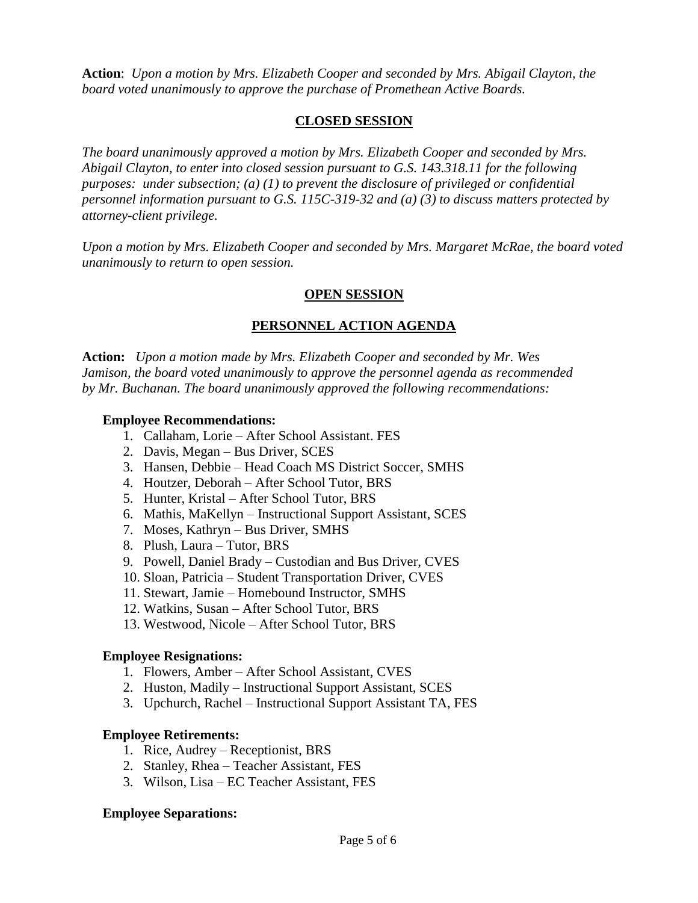**Action**: *Upon a motion by Mrs. Elizabeth Cooper and seconded by Mrs. Abigail Clayton, the board voted unanimously to approve the purchase of Promethean Active Boards.*

## CLOSED SESSION

*The board unanimously approved a motion by Mrs. Elizabeth Cooper and seconded by Mrs. Abigail Clayton, to enter into closed session pursuant to G.S. 143.318.11 for the following purposes: under subsection; (a) (1) to prevent the disclosure of privileged or confidential personnel information pursuant to G.S. 115C-319-32 and (a) (3) to discuss matters protected by attorney-client privilege.*

*Upon a motion by Mrs. Elizabeth Cooper and seconded by Mrs. Margaret McRae, the board voted unanimously to return to open session.*

## OPEN SESSION

## PERSONNEL ACTION AGENDA

**Action:** *Upon a motion made by Mrs. Elizabeth Cooper and seconded by Mr. Wes Jamison, the board voted unanimously to approve the personnel agenda as recommended by Mr. Buchanan. The board unanimously approved the following recommendations:*

**Employee Recommendations:**

1. Callaham, Lorie – After School Assistant. FES
2. Davis, Megan – Bus Driver, SCES
3. Hansen, Debbie – Head Coach MS District Soccer, SMHS
4. Houtzer, Deborah – After School Tutor, BRS
5. Hunter, Kristal – After School Tutor, BRS
6. Mathis, MaKellyn – Instructional Support Assistant, SCES
7. Moses, Kathryn – Bus Driver, SMHS
8. Plush, Laura – Tutor, BRS
9. Powell, Daniel Brady – Custodian and Bus Driver, CVES
10. Sloan, Patricia – Student Transportation Driver, CVES
11. Stewart, Jamie – Homebound Instructor, SMHS
12. Watkins, Susan – After School Tutor, BRS
13. Westwood, Nicole – After School Tutor, BRS

**Employee Resignations:**

1. Flowers, Amber – After School Assistant, CVES
2. Huston, Madily – Instructional Support Assistant, SCES
3. Upchurch, Rachel – Instructional Support Assistant TA, FES

**Employee Retirements:**

1. Rice, Audrey – Receptionist, BRS
2. Stanley, Rhea – Teacher Assistant, FES
3. Wilson, Lisa – EC Teacher Assistant, FES

**Employee Separations:**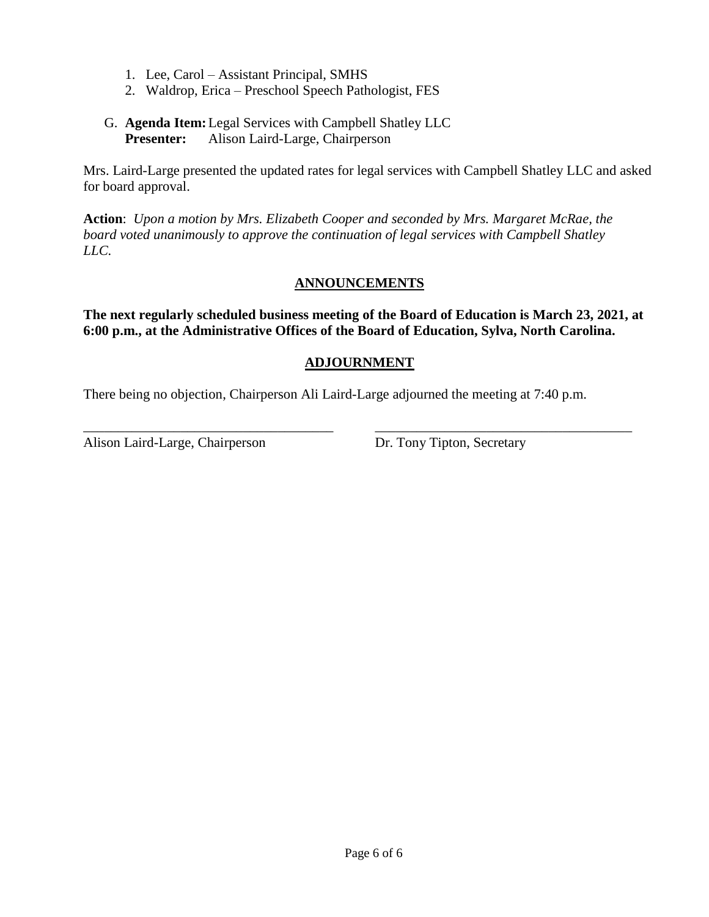1. Lee, Carol – Assistant Principal, SMHS
2. Waldrop, Erica – Preschool Speech Pathologist, FES

G. **Agenda Item:** Legal Services with Campbell Shatley LLC
**Presenter:** Alison Laird-Large, Chairperson

Mrs. Laird-Large presented the updated rates for legal services with Campbell Shatley LLC and asked for board approval.

**Action**: *Upon a motion by Mrs. Elizabeth Cooper and seconded by Mrs. Margaret McRae, the board voted unanimously to approve the continuation of legal services with Campbell Shatley LLC.*

## ANNOUNCEMENTS

**The next regularly scheduled business meeting of the Board of Education is March 23, 2021, at 6:00 p.m., at the Administrative Offices of the Board of Education, Sylva, North Carolina.**

## ADJOURNMENT

There being no objection, Chairperson Ali Laird-Large adjourned the meeting at 7:40 p.m.

_____________________________________ _____________________________________

Alison Laird-Large, Chairperson Dr. Tony Tipton, Secretary